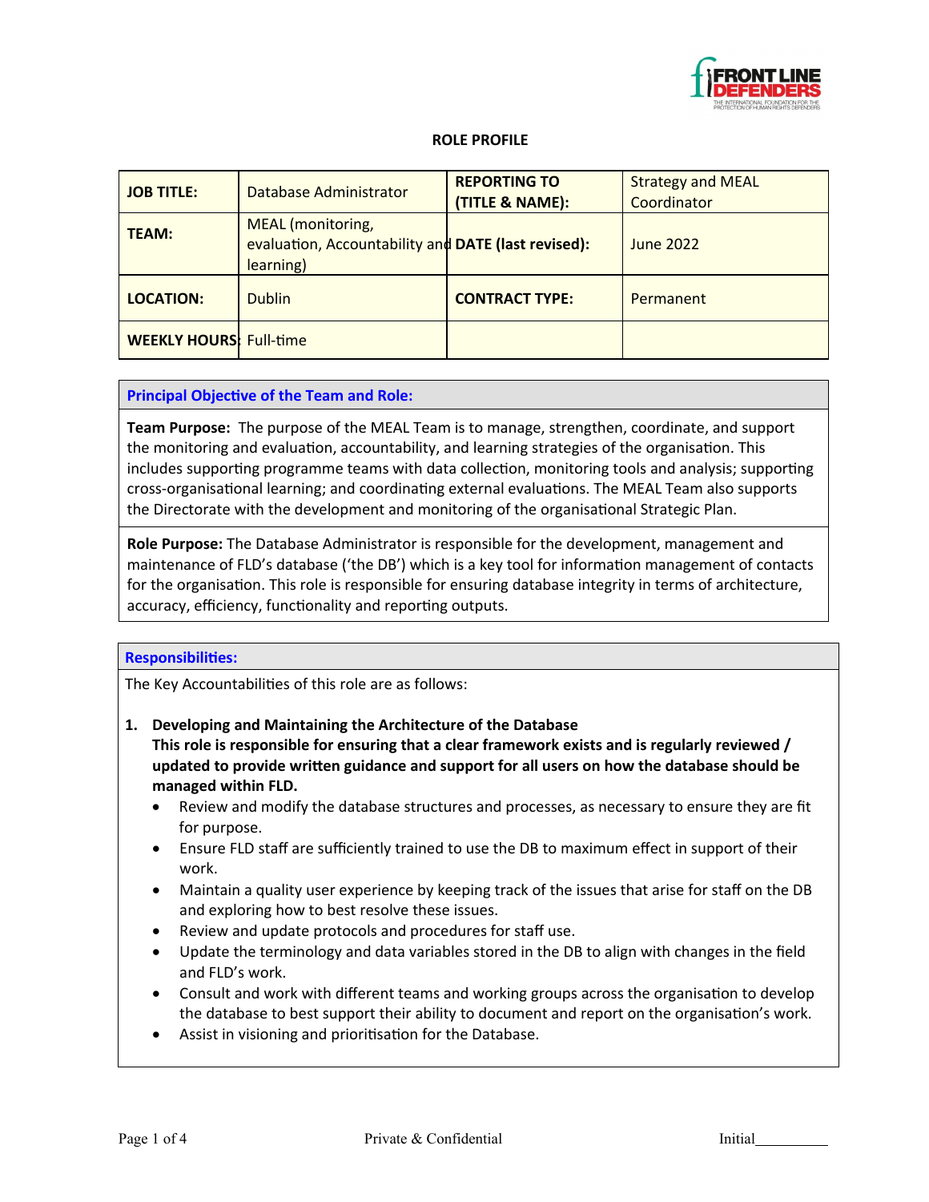**ROLE PROFILE**

| **JOB TITLE:** | Database Administrator | **REPORTING TO (TITLE & NAME):** | Strategy and MEAL Coordinator |
|---|---|---|---|
| **TEAM:** | MEAL (monitoring, evaluation, Accountability and learning) | **DATE (last revised):** | June 2022 |
| **LOCATION:** | Dublin | **CONTRACT TYPE:** | Permanent |
| **WEEKLY HOURS:** | Full-time | | |

## Principal Objective of the Team and Role:

**Team Purpose:** The purpose of the MEAL Team is to manage, strengthen, coordinate, and support the monitoring and evaluation, accountability, and learning strategies of the organisation. This includes supporting programme teams with data collection, monitoring tools and analysis; supporting cross-organisational learning; and coordinating external evaluations. The MEAL Team also supports the Directorate with the development and monitoring of the organisational Strategic Plan.

**Role Purpose:** The Database Administrator is responsible for the development, management and maintenance of FLD's database ('the DB') which is a key tool for information management of contacts for the organisation. This role is responsible for ensuring database integrity in terms of architecture, accuracy, efficiency, functionality and reporting outputs.

## Responsibilities:

The Key Accountabilities of this role are as follows:

1. **Developing and Maintaining the Architecture of the Database**
   **This role is responsible for ensuring that a clear framework exists and is regularly reviewed / updated to provide written guidance and support for all users on how the database should be managed within FLD.**
   - Review and modify the database structures and processes, as necessary to ensure they are fit for purpose.
   - Ensure FLD staff are sufficiently trained to use the DB to maximum effect in support of their work.
   - Maintain a quality user experience by keeping track of the issues that arise for staff on the DB and exploring how to best resolve these issues.
   - Review and update protocols and procedures for staff use.
   - Update the terminology and data variables stored in the DB to align with changes in the field and FLD's work.
   - Consult and work with different teams and working groups across the organisation to develop the database to best support their ability to document and report on the organisation's work.
   - Assist in visioning and prioritisation for the Database.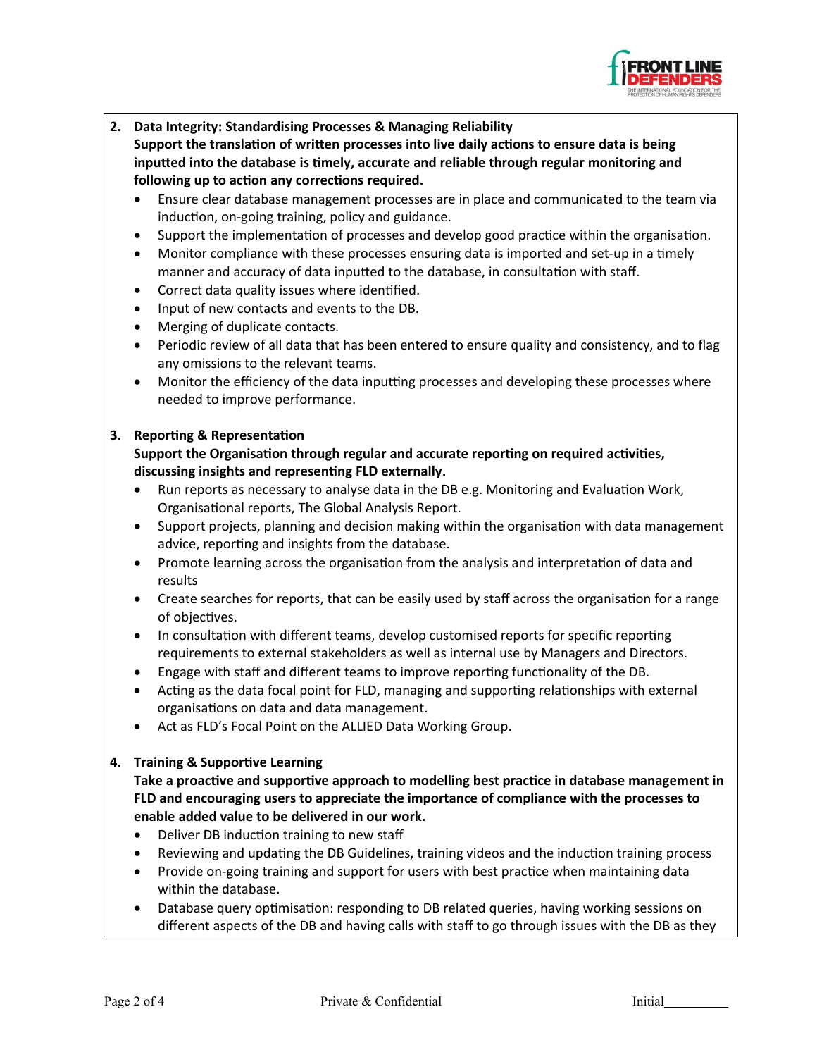2. **Data Integrity: Standardising Processes & Managing Reliability**
   **Support the translation of written processes into live daily actions to ensure data is being inputted into the database is timely, accurate and reliable through regular monitoring and following up to action any corrections required.**
   - Ensure clear database management processes are in place and communicated to the team via induction, on-going training, policy and guidance.
   - Support the implementation of processes and develop good practice within the organisation.
   - Monitor compliance with these processes ensuring data is imported and set-up in a timely manner and accuracy of data inputted to the database, in consultation with staff.
   - Correct data quality issues where identified.
   - Input of new contacts and events to the DB.
   - Merging of duplicate contacts.
   - Periodic review of all data that has been entered to ensure quality and consistency, and to flag any omissions to the relevant teams.
   - Monitor the efficiency of the data inputting processes and developing these processes where needed to improve performance.

3. **Reporting & Representation**
   **Support the Organisation through regular and accurate reporting on required activities, discussing insights and representing FLD externally.**
   - Run reports as necessary to analyse data in the DB e.g. Monitoring and Evaluation Work, Organisational reports, The Global Analysis Report.
   - Support projects, planning and decision making within the organisation with data management advice, reporting and insights from the database.
   - Promote learning across the organisation from the analysis and interpretation of data and results
   - Create searches for reports, that can be easily used by staff across the organisation for a range of objectives.
   - In consultation with different teams, develop customised reports for specific reporting requirements to external stakeholders as well as internal use by Managers and Directors.
   - Engage with staff and different teams to improve reporting functionality of the DB.
   - Acting as the data focal point for FLD, managing and supporting relationships with external organisations on data and data management.
   - Act as FLD's Focal Point on the ALLIED Data Working Group.

4. **Training & Supportive Learning**
   **Take a proactive and supportive approach to modelling best practice in database management in FLD and encouraging users to appreciate the importance of compliance with the processes to enable added value to be delivered in our work.**
   - Deliver DB induction training to new staff
   - Reviewing and updating the DB Guidelines, training videos and the induction training process
   - Provide on-going training and support for users with best practice when maintaining data within the database.
   - Database query optimisation: responding to DB related queries, having working sessions on different aspects of the DB and having calls with staff to go through issues with the DB as they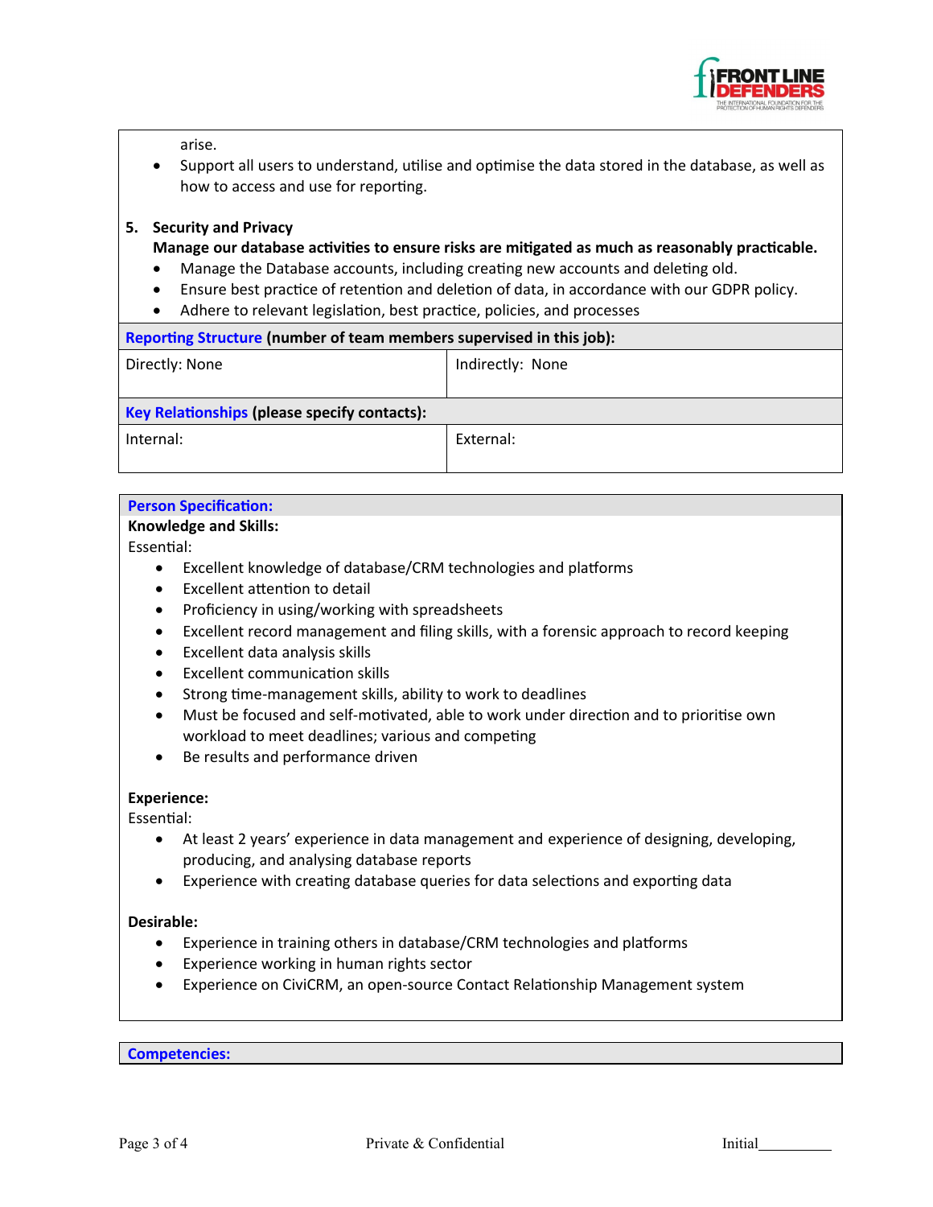arise.

- Support all users to understand, utilise and optimise the data stored in the database, as well as how to access and use for reporting.

**5. Security and Privacy**

**Manage our database activities to ensure risks are mitigated as much as reasonably practicable.**

- Manage the Database accounts, including creating new accounts and deleting old.
- Ensure best practice of retention and deletion of data, in accordance with our GDPR policy.
- Adhere to relevant legislation, best practice, policies, and processes

| **Reporting Structure (number of team members supervised in this job):** | |
|---|---|
| Directly: None | Indirectly: None |

| **Key Relationships (please specify contacts):** | |
|---|---|
| Internal: | External: |

## Person Specification:

**Knowledge and Skills:**

Essential:

- Excellent knowledge of database/CRM technologies and platforms
- Excellent attention to detail
- Proficiency in using/working with spreadsheets
- Excellent record management and filing skills, with a forensic approach to record keeping
- Excellent data analysis skills
- Excellent communication skills
- Strong time-management skills, ability to work to deadlines
- Must be focused and self-motivated, able to work under direction and to prioritise own workload to meet deadlines; various and competing
- Be results and performance driven

**Experience:**

Essential:

- At least 2 years' experience in data management and experience of designing, developing, producing, and analysing database reports
- Experience with creating database queries for data selections and exporting data

**Desirable:**

- Experience in training others in database/CRM technologies and platforms
- Experience working in human rights sector
- Experience on CiviCRM, an open-source Contact Relationship Management system

## Competencies: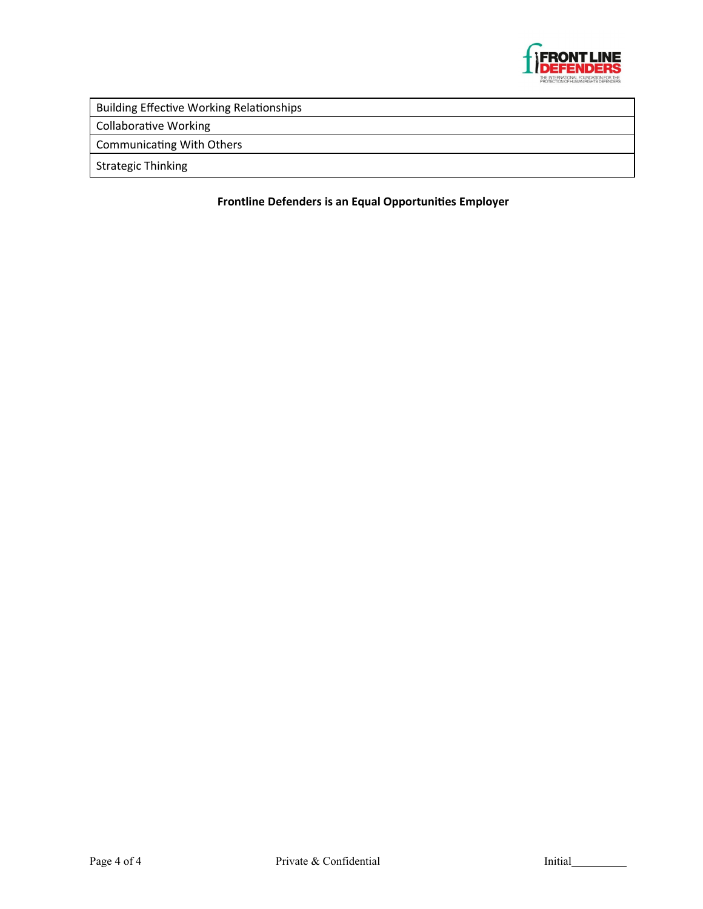| |
|---|
| Building Effective Working Relationships |
| Collaborative Working |
| Communicating With Others |
| Strategic Thinking |

**Frontline Defenders is an Equal Opportunities Employer**